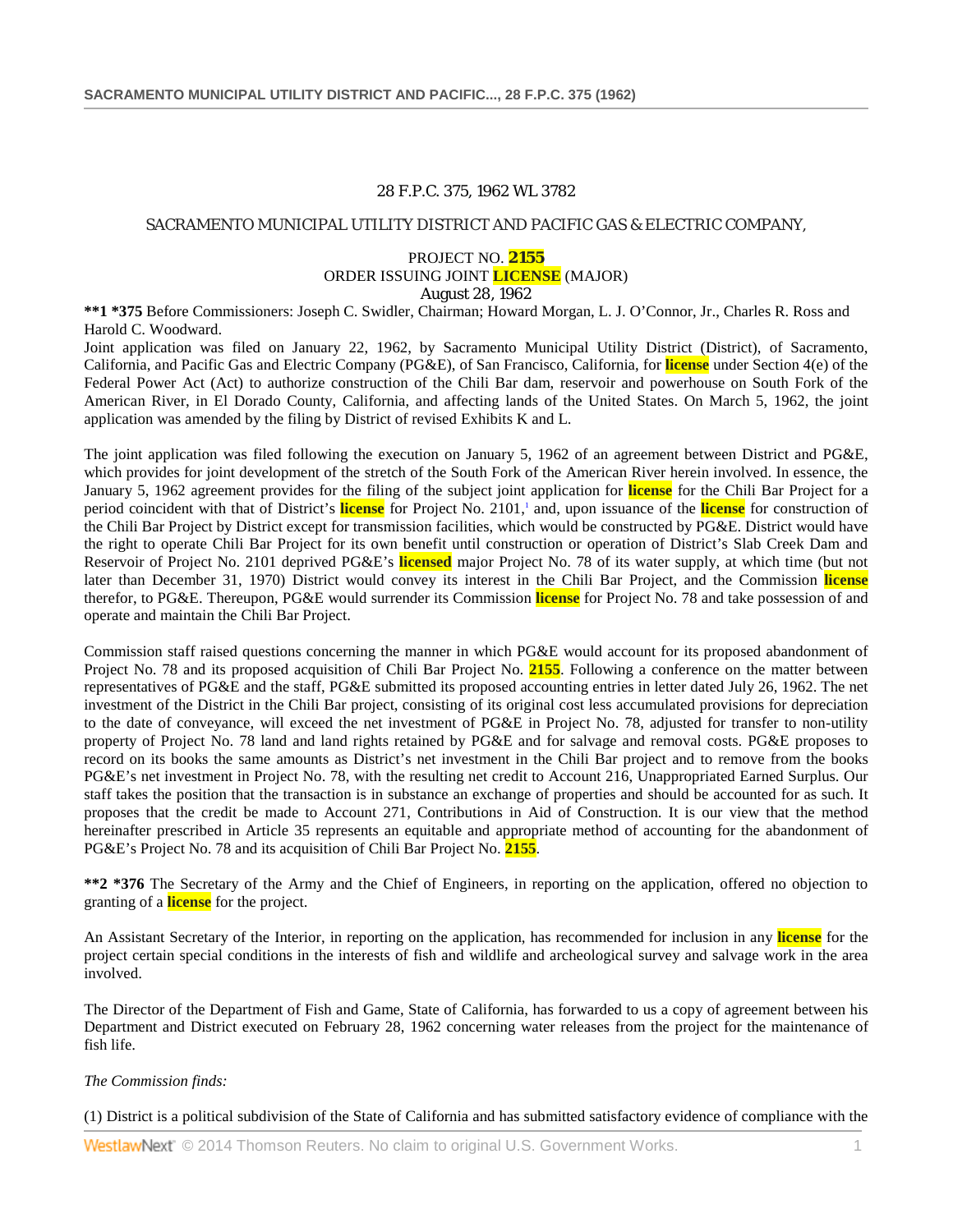28 F.P.C. 375, 1962 WL 3782

SACRAMENTO MUNICIPAL UTILITY DISTRICT AND PACIFIC GAS & ELECTRIC COMPANY,

PROJECT NO. 2155
ORDER ISSUING JOINT LICENSE (MAJOR)
August 28, 1962

**\*\*1 \*375** Before Commissioners: Joseph C. Swidler, Chairman; Howard Morgan, L. J. O'Connor, Jr., Charles R. Ross and Harold C. Woodward.

Joint application was filed on January 22, 1962, by Sacramento Municipal Utility District (District), of Sacramento, California, and Pacific Gas and Electric Company (PG&E), of San Francisco, California, for license under Section 4(e) of the Federal Power Act (Act) to authorize construction of the Chili Bar dam, reservoir and powerhouse on South Fork of the American River, in El Dorado County, California, and affecting lands of the United States. On March 5, 1962, the joint application was amended by the filing by District of revised Exhibits K and L.

The joint application was filed following the execution on January 5, 1962 of an agreement between District and PG&E, which provides for joint development of the stretch of the South Fork of the American River herein involved. In essence, the January 5, 1962 agreement provides for the filing of the subject joint application for license for the Chili Bar Project for a period coincident with that of District's license for Project No. 2101,[1] and, upon issuance of the license for construction of the Chili Bar Project by District except for transmission facilities, which would be constructed by PG&E. District would have the right to operate Chili Bar Project for its own benefit until construction or operation of District's Slab Creek Dam and Reservoir of Project No. 2101 deprived PG&E's licensed major Project No. 78 of its water supply, at which time (but not later than December 31, 1970) District would convey its interest in the Chili Bar Project, and the Commission license therefor, to PG&E. Thereupon, PG&E would surrender its Commission license for Project No. 78 and take possession of and operate and maintain the Chili Bar Project.

Commission staff raised questions concerning the manner in which PG&E would account for its proposed abandonment of Project No. 78 and its proposed acquisition of Chili Bar Project No. 2155. Following a conference on the matter between representatives of PG&E and the staff, PG&E submitted its proposed accounting entries in letter dated July 26, 1962. The net investment of the District in the Chili Bar project, consisting of its original cost less accumulated provisions for depreciation to the date of conveyance, will exceed the net investment of PG&E in Project No. 78, adjusted for transfer to non-utility property of Project No. 78 land and land rights retained by PG&E and for salvage and removal costs. PG&E proposes to record on its books the same amounts as District's net investment in the Chili Bar project and to remove from the books PG&E's net investment in Project No. 78, with the resulting net credit to Account 216, Unappropriated Earned Surplus. Our staff takes the position that the transaction is in substance an exchange of properties and should be accounted for as such. It proposes that the credit be made to Account 271, Contributions in Aid of Construction. It is our view that the method hereinafter prescribed in Article 35 represents an equitable and appropriate method of accounting for the abandonment of PG&E's Project No. 78 and its acquisition of Chili Bar Project No. 2155.

**\*\*2 \*376** The Secretary of the Army and the Chief of Engineers, in reporting on the application, offered no objection to granting of a license for the project.

An Assistant Secretary of the Interior, in reporting on the application, has recommended for inclusion in any license for the project certain special conditions in the interests of fish and wildlife and archeological survey and salvage work in the area involved.

The Director of the Department of Fish and Game, State of California, has forwarded to us a copy of agreement between his Department and District executed on February 28, 1962 concerning water releases from the project for the maintenance of fish life.

*The Commission finds:*

(1) District is a political subdivision of the State of California and has submitted satisfactory evidence of compliance with the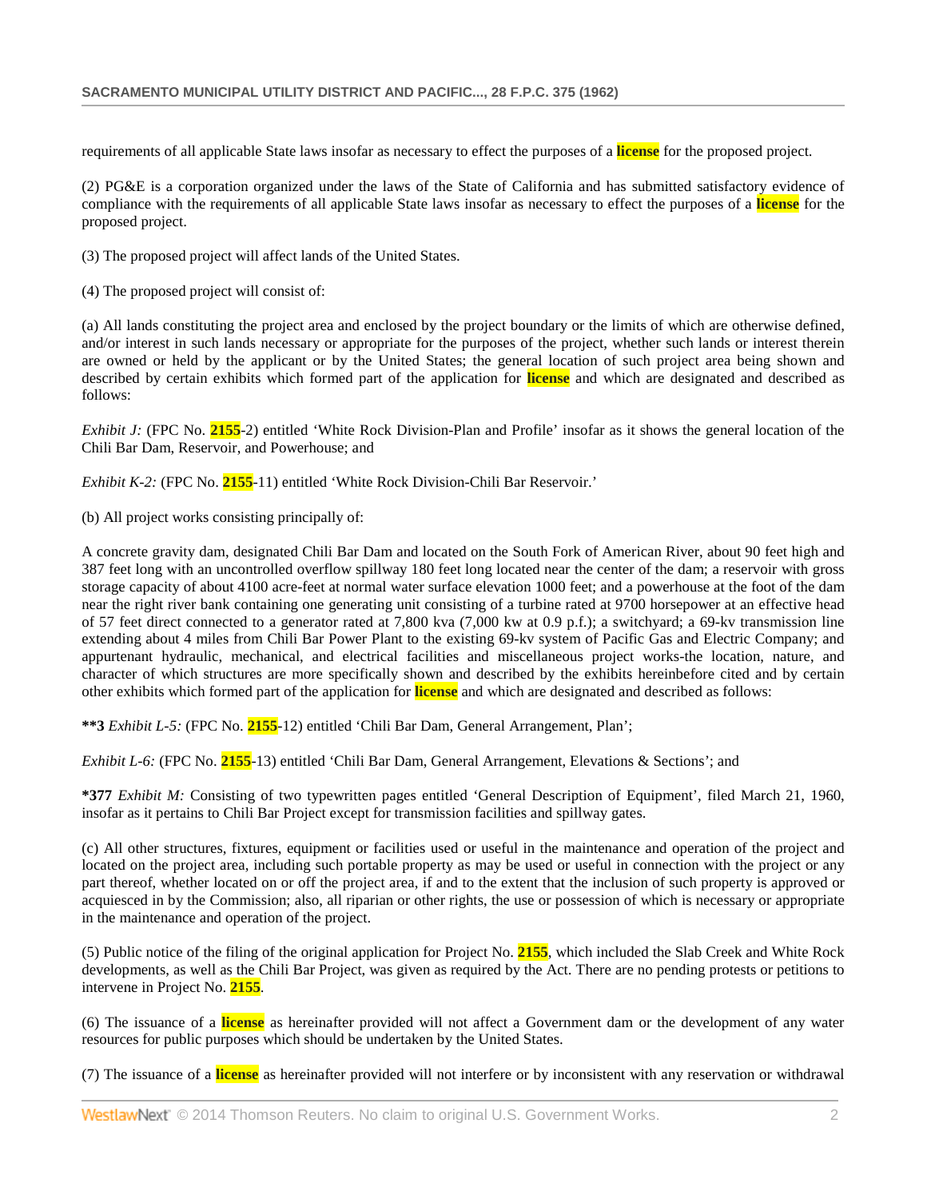requirements of all applicable State laws insofar as necessary to effect the purposes of a license for the proposed project.

(2) PG&E is a corporation organized under the laws of the State of California and has submitted satisfactory evidence of compliance with the requirements of all applicable State laws insofar as necessary to effect the purposes of a license for the proposed project.

(3) The proposed project will affect lands of the United States.

(4) The proposed project will consist of:

(a) All lands constituting the project area and enclosed by the project boundary or the limits of which are otherwise defined, and/or interest in such lands necessary or appropriate for the purposes of the project, whether such lands or interest therein are owned or held by the applicant or by the United States; the general location of such project area being shown and described by certain exhibits which formed part of the application for license and which are designated and described as follows:

*Exhibit J:* (FPC No. 2155-2) entitled 'White Rock Division-Plan and Profile' insofar as it shows the general location of the Chili Bar Dam, Reservoir, and Powerhouse; and

*Exhibit K-2:* (FPC No. 2155-11) entitled 'White Rock Division-Chili Bar Reservoir.'

(b) All project works consisting principally of:

A concrete gravity dam, designated Chili Bar Dam and located on the South Fork of American River, about 90 feet high and 387 feet long with an uncontrolled overflow spillway 180 feet long located near the center of the dam; a reservoir with gross storage capacity of about 4100 acre-feet at normal water surface elevation 1000 feet; and a powerhouse at the foot of the dam near the right river bank containing one generating unit consisting of a turbine rated at 9700 horsepower at an effective head of 57 feet direct connected to a generator rated at 7,800 kva (7,000 kw at 0.9 p.f.); a switchyard; a 69-kv transmission line extending about 4 miles from Chili Bar Power Plant to the existing 69-kv system of Pacific Gas and Electric Company; and appurtenant hydraulic, mechanical, and electrical facilities and miscellaneous project works-the location, nature, and character of which structures are more specifically shown and described by the exhibits hereinbefore cited and by certain other exhibits which formed part of the application for license and which are designated and described as follows:

**\*\*3** *Exhibit L-5:* (FPC No. 2155-12) entitled 'Chili Bar Dam, General Arrangement, Plan';

*Exhibit L-6:* (FPC No. 2155-13) entitled 'Chili Bar Dam, General Arrangement, Elevations & Sections'; and

**\*377** *Exhibit M:* Consisting of two typewritten pages entitled 'General Description of Equipment', filed March 21, 1960, insofar as it pertains to Chili Bar Project except for transmission facilities and spillway gates.

(c) All other structures, fixtures, equipment or facilities used or useful in the maintenance and operation of the project and located on the project area, including such portable property as may be used or useful in connection with the project or any part thereof, whether located on or off the project area, if and to the extent that the inclusion of such property is approved or acquiesced in by the Commission; also, all riparian or other rights, the use or possession of which is necessary or appropriate in the maintenance and operation of the project.

(5) Public notice of the filing of the original application for Project No. 2155, which included the Slab Creek and White Rock developments, as well as the Chili Bar Project, was given as required by the Act. There are no pending protests or petitions to intervene in Project No. 2155.

(6) The issuance of a license as hereinafter provided will not affect a Government dam or the development of any water resources for public purposes which should be undertaken by the United States.

(7) The issuance of a license as hereinafter provided will not interfere or by inconsistent with any reservation or withdrawal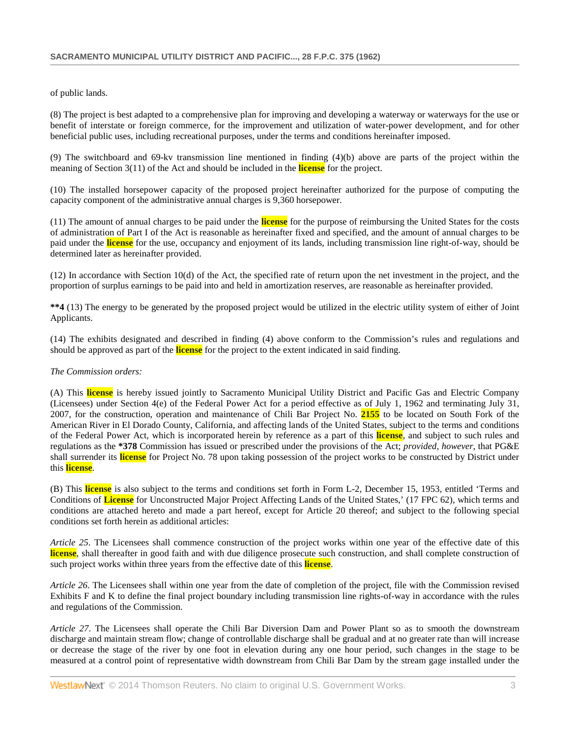of public lands.

(8) The project is best adapted to a comprehensive plan for improving and developing a waterway or waterways for the use or benefit of interstate or foreign commerce, for the improvement and utilization of water-power development, and for other beneficial public uses, including recreational purposes, under the terms and conditions hereinafter imposed.

(9) The switchboard and 69-kv transmission line mentioned in finding (4)(b) above are parts of the project within the meaning of Section 3(11) of the Act and should be included in the license for the project.

(10) The installed horsepower capacity of the proposed project hereinafter authorized for the purpose of computing the capacity component of the administrative annual charges is 9,360 horsepower.

(11) The amount of annual charges to be paid under the license for the purpose of reimbursing the United States for the costs of administration of Part I of the Act is reasonable as hereinafter fixed and specified, and the amount of annual charges to be paid under the license for the use, occupancy and enjoyment of its lands, including transmission line right-of-way, should be determined later as hereinafter provided.

(12) In accordance with Section 10(d) of the Act, the specified rate of return upon the net investment in the project, and the proportion of surplus earnings to be paid into and held in amortization reserves, are reasonable as hereinafter provided.

**\*\*4** (13) The energy to be generated by the proposed project would be utilized in the electric utility system of either of Joint Applicants.

(14) The exhibits designated and described in finding (4) above conform to the Commission's rules and regulations and should be approved as part of the license for the project to the extent indicated in said finding.

*The Commission orders:*

(A) This license is hereby issued jointly to Sacramento Municipal Utility District and Pacific Gas and Electric Company (Licensees) under Section 4(e) of the Federal Power Act for a period effective as of July 1, 1962 and terminating July 31, 2007, for the construction, operation and maintenance of Chili Bar Project No. 2155 to be located on South Fork of the American River in El Dorado County, California, and affecting lands of the United States, subject to the terms and conditions of the Federal Power Act, which is incorporated herein by reference as a part of this license, and subject to such rules and regulations as the **\*378** Commission has issued or prescribed under the provisions of the Act; *provided*, *however*, that PG&E shall surrender its license for Project No. 78 upon taking possession of the project works to be constructed by District under this license.

(B) This license is also subject to the terms and conditions set forth in Form L-2, December 15, 1953, entitled 'Terms and Conditions of License for Unconstructed Major Project Affecting Lands of the United States,' (17 FPC 62), which terms and conditions are attached hereto and made a part hereof, except for Article 20 thereof; and subject to the following special conditions set forth herein as additional articles:

*Article 25*. The Licensees shall commence construction of the project works within one year of the effective date of this license, shall thereafter in good faith and with due diligence prosecute such construction, and shall complete construction of such project works within three years from the effective date of this license.

*Article 26*. The Licensees shall within one year from the date of completion of the project, file with the Commission revised Exhibits F and K to define the final project boundary including transmission line rights-of-way in accordance with the rules and regulations of the Commission.

*Article 27*. The Licensees shall operate the Chili Bar Diversion Dam and Power Plant so as to smooth the downstream discharge and maintain stream flow; change of controllable discharge shall be gradual and at no greater rate than will increase or decrease the stage of the river by one foot in elevation during any one hour period, such changes in the stage to be measured at a control point of representative width downstream from Chili Bar Dam by the stream gage installed under the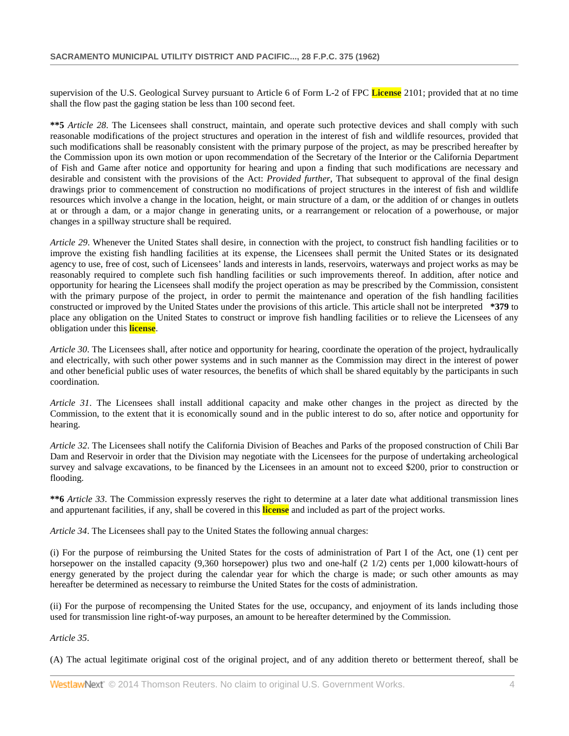supervision of the U.S. Geological Survey pursuant to Article 6 of Form L-2 of FPC **License** 2101; provided that at no time shall the flow past the gaging station be less than 100 second feet.

**\*\*5** *Article 28*. The Licensees shall construct, maintain, and operate such protective devices and shall comply with such reasonable modifications of the project structures and operation in the interest of fish and wildlife resources, provided that such modifications shall be reasonably consistent with the primary purpose of the project, as may be prescribed hereafter by the Commission upon its own motion or upon recommendation of the Secretary of the Interior or the California Department of Fish and Game after notice and opportunity for hearing and upon a finding that such modifications are necessary and desirable and consistent with the provisions of the Act: *Provided further*, That subsequent to approval of the final design drawings prior to commencement of construction no modifications of project structures in the interest of fish and wildlife resources which involve a change in the location, height, or main structure of a dam, or the addition of or changes in outlets at or through a dam, or a major change in generating units, or a rearrangement or relocation of a powerhouse, or major changes in a spillway structure shall be required.

*Article 29*. Whenever the United States shall desire, in connection with the project, to construct fish handling facilities or to improve the existing fish handling facilities at its expense, the Licensees shall permit the United States or its designated agency to use, free of cost, such of Licensees' lands and interests in lands, reservoirs, waterways and project works as may be reasonably required to complete such fish handling facilities or such improvements thereof. In addition, after notice and opportunity for hearing the Licensees shall modify the project operation as may be prescribed by the Commission, consistent with the primary purpose of the project, in order to permit the maintenance and operation of the fish handling facilities constructed or improved by the United States under the provisions of this article. This article shall not be interpreted **\*379** to place any obligation on the United States to construct or improve fish handling facilities or to relieve the Licensees of any obligation under this **license**.

*Article 30*. The Licensees shall, after notice and opportunity for hearing, coordinate the operation of the project, hydraulically and electrically, with such other power systems and in such manner as the Commission may direct in the interest of power and other beneficial public uses of water resources, the benefits of which shall be shared equitably by the participants in such coordination.

*Article 31*. The Licensees shall install additional capacity and make other changes in the project as directed by the Commission, to the extent that it is economically sound and in the public interest to do so, after notice and opportunity for hearing.

*Article 32*. The Licensees shall notify the California Division of Beaches and Parks of the proposed construction of Chili Bar Dam and Reservoir in order that the Division may negotiate with the Licensees for the purpose of undertaking archeological survey and salvage excavations, to be financed by the Licensees in an amount not to exceed $200, prior to construction or flooding.

**\*\*6** *Article 33*. The Commission expressly reserves the right to determine at a later date what additional transmission lines and appurtenant facilities, if any, shall be covered in this **license** and included as part of the project works.

*Article 34*. The Licensees shall pay to the United States the following annual charges:

(i) For the purpose of reimbursing the United States for the costs of administration of Part I of the Act, one (1) cent per horsepower on the installed capacity (9,360 horsepower) plus two and one-half (2 1/2) cents per 1,000 kilowatt-hours of energy generated by the project during the calendar year for which the charge is made; or such other amounts as may hereafter be determined as necessary to reimburse the United States for the costs of administration.

(ii) For the purpose of recompensing the United States for the use, occupancy, and enjoyment of its lands including those used for transmission line right-of-way purposes, an amount to be hereafter determined by the Commission.

*Article 35*.

(A) The actual legitimate original cost of the original project, and of any addition thereto or betterment thereof, shall be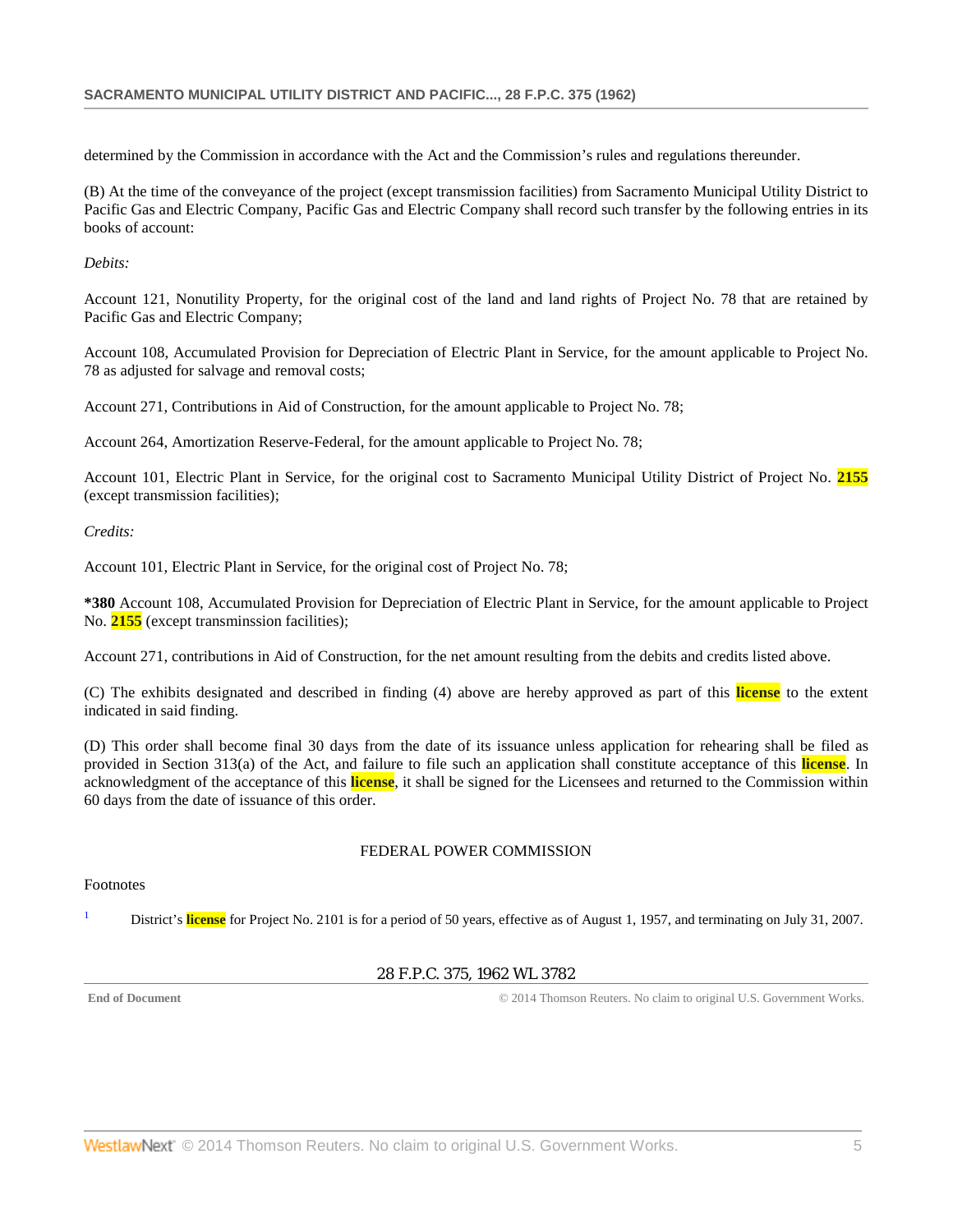determined by the Commission in accordance with the Act and the Commission's rules and regulations thereunder.

(B) At the time of the conveyance of the project (except transmission facilities) from Sacramento Municipal Utility District to Pacific Gas and Electric Company, Pacific Gas and Electric Company shall record such transfer by the following entries in its books of account:

*Debits:*

Account 121, Nonutility Property, for the original cost of the land and land rights of Project No. 78 that are retained by Pacific Gas and Electric Company;

Account 108, Accumulated Provision for Depreciation of Electric Plant in Service, for the amount applicable to Project No. 78 as adjusted for salvage and removal costs;

Account 271, Contributions in Aid of Construction, for the amount applicable to Project No. 78;

Account 264, Amortization Reserve-Federal, for the amount applicable to Project No. 78;

Account 101, Electric Plant in Service, for the original cost to Sacramento Municipal Utility District of Project No. 2155 (except transmission facilities);

*Credits:*

Account 101, Electric Plant in Service, for the original cost of Project No. 78;

**\*380** Account 108, Accumulated Provision for Depreciation of Electric Plant in Service, for the amount applicable to Project No. 2155 (except transminssion facilities);

Account 271, contributions in Aid of Construction, for the net amount resulting from the debits and credits listed above.

(C) The exhibits designated and described in finding (4) above are hereby approved as part of this license to the extent indicated in said finding.

(D) This order shall become final 30 days from the date of its issuance unless application for rehearing shall be filed as provided in Section 313(a) of the Act, and failure to file such an application shall constitute acceptance of this license. In acknowledgment of the acceptance of this license, it shall be signed for the Licensees and returned to the Commission within 60 days from the date of issuance of this order.

FEDERAL POWER COMMISSION

Footnotes

[1] District's license for Project No. 2101 is for a period of 50 years, effective as of August 1, 1957, and terminating on July 31, 2007.

28 F.P.C. 375, 1962 WL 3782

End of Document © 2014 Thomson Reuters. No claim to original U.S. Government Works.